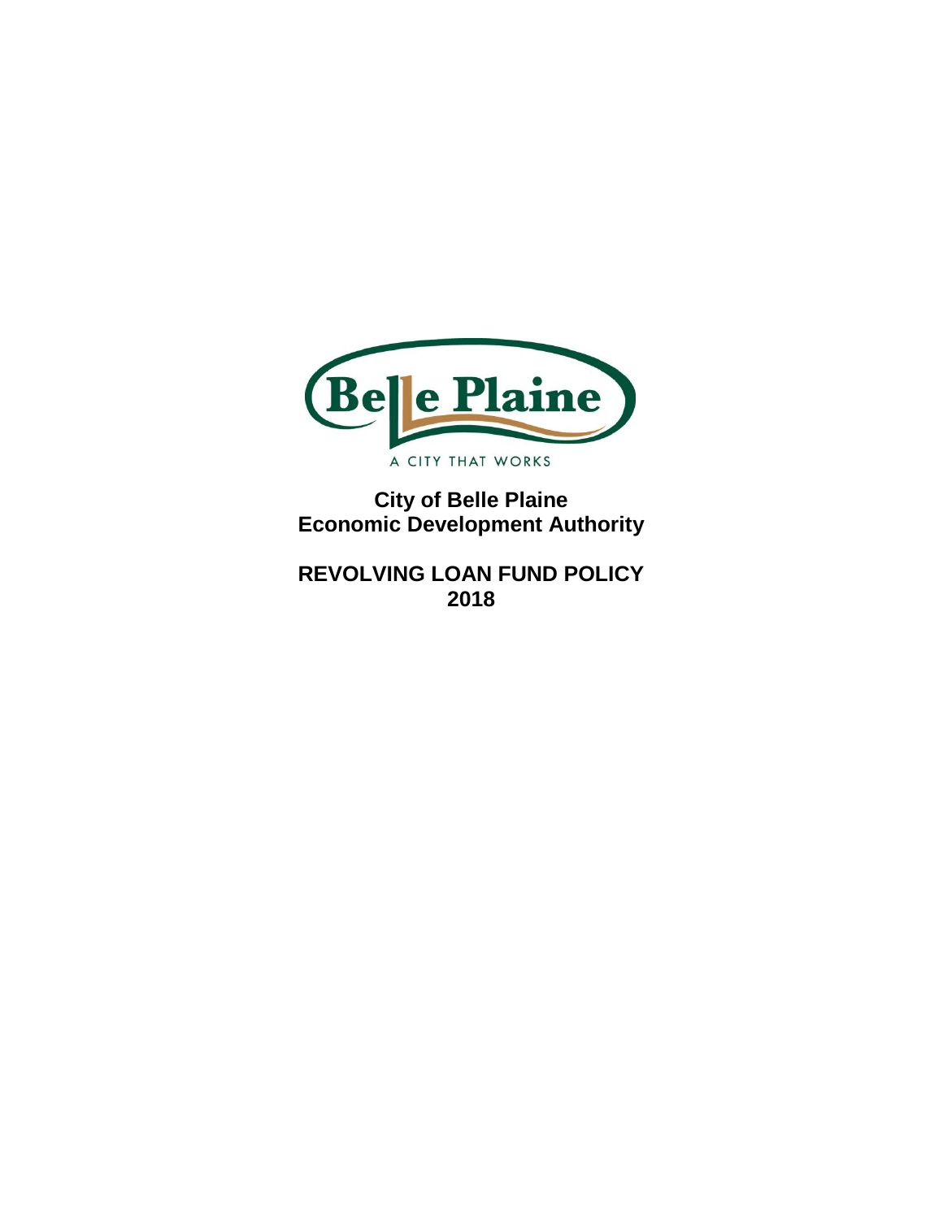Belle Plaine

A CITY THAT WORKS

**City of Belle Plaine**
**Economic Development Authority**

# REVOLVING LOAN FUND POLICY
# 2018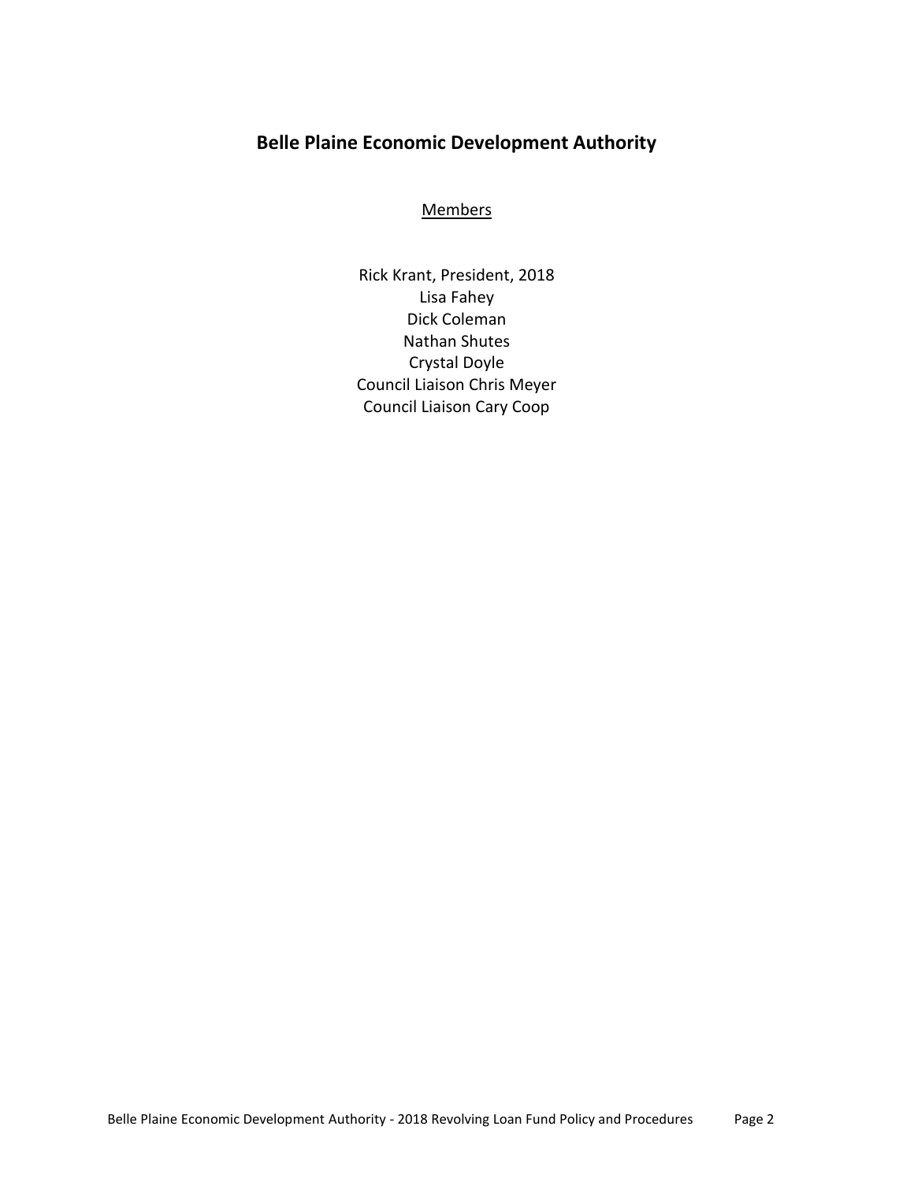# Belle Plaine Economic Development Authority

Members

Rick Krant, President, 2018
Lisa Fahey
Dick Coleman
Nathan Shutes
Crystal Doyle
Council Liaison Chris Meyer
Council Liaison Cary Coop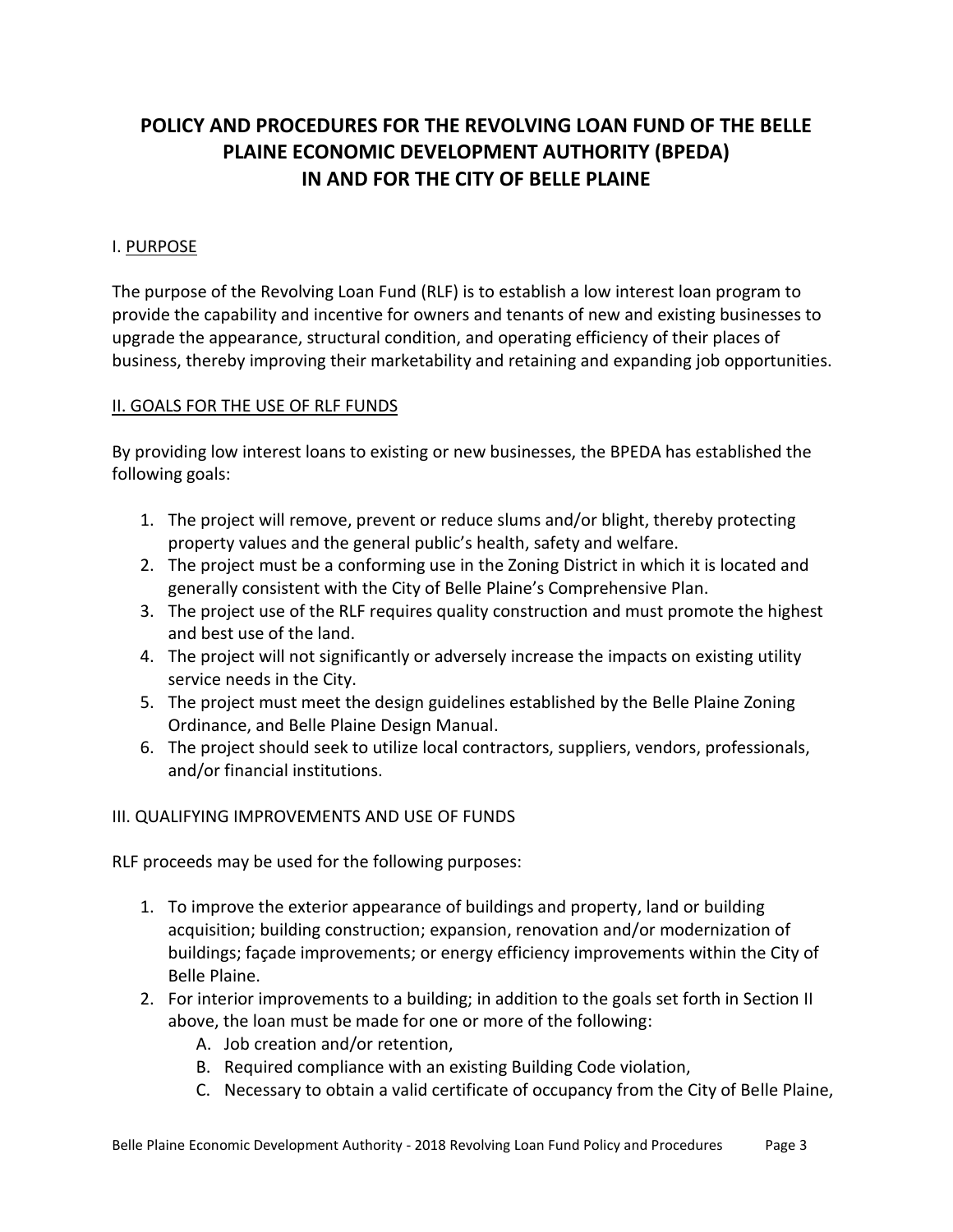# POLICY AND PROCEDURES FOR THE REVOLVING LOAN FUND OF THE BELLE PLAINE ECONOMIC DEVELOPMENT AUTHORITY (BPEDA) IN AND FOR THE CITY OF BELLE PLAINE

## I. PURPOSE

The purpose of the Revolving Loan Fund (RLF) is to establish a low interest loan program to provide the capability and incentive for owners and tenants of new and existing businesses to upgrade the appearance, structural condition, and operating efficiency of their places of business, thereby improving their marketability and retaining and expanding job opportunities.

## II. GOALS FOR THE USE OF RLF FUNDS

By providing low interest loans to existing or new businesses, the BPEDA has established the following goals:

1. The project will remove, prevent or reduce slums and/or blight, thereby protecting property values and the general public's health, safety and welfare.
2. The project must be a conforming use in the Zoning District in which it is located and generally consistent with the City of Belle Plaine's Comprehensive Plan.
3. The project use of the RLF requires quality construction and must promote the highest and best use of the land.
4. The project will not significantly or adversely increase the impacts on existing utility service needs in the City.
5. The project must meet the design guidelines established by the Belle Plaine Zoning Ordinance, and Belle Plaine Design Manual.
6. The project should seek to utilize local contractors, suppliers, vendors, professionals, and/or financial institutions.

## III. QUALIFYING IMPROVEMENTS AND USE OF FUNDS

RLF proceeds may be used for the following purposes:

1. To improve the exterior appearance of buildings and property, land or building acquisition; building construction; expansion, renovation and/or modernization of buildings; façade improvements; or energy efficiency improvements within the City of Belle Plaine.
2. For interior improvements to a building; in addition to the goals set forth in Section II above, the loan must be made for one or more of the following:
   A. Job creation and/or retention,
   B. Required compliance with an existing Building Code violation,
   C. Necessary to obtain a valid certificate of occupancy from the City of Belle Plaine,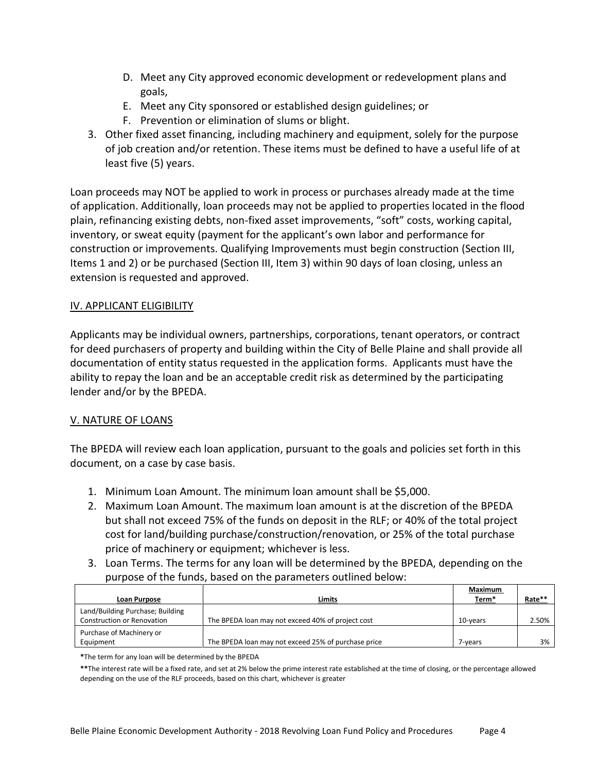D. Meet any City approved economic development or redevelopment plans and goals,
E. Meet any City sponsored or established design guidelines; or
F. Prevention or elimination of slums or blight.

3. Other fixed asset financing, including machinery and equipment, solely for the purpose of job creation and/or retention. These items must be defined to have a useful life of at least five (5) years.

Loan proceeds may NOT be applied to work in process or purchases already made at the time of application. Additionally, loan proceeds may not be applied to properties located in the flood plain, refinancing existing debts, non-fixed asset improvements, "soft" costs, working capital, inventory, or sweat equity (payment for the applicant's own labor and performance for construction or improvements. Qualifying Improvements must begin construction (Section III, Items 1 and 2) or be purchased (Section III, Item 3) within 90 days of loan closing, unless an extension is requested and approved.

## IV. APPLICANT ELIGIBILITY

Applicants may be individual owners, partnerships, corporations, tenant operators, or contract for deed purchasers of property and building within the City of Belle Plaine and shall provide all documentation of entity status requested in the application forms. Applicants must have the ability to repay the loan and be an acceptable credit risk as determined by the participating lender and/or by the BPEDA.

## V. NATURE OF LOANS

The BPEDA will review each loan application, pursuant to the goals and policies set forth in this document, on a case by case basis.

1. Minimum Loan Amount. The minimum loan amount shall be $5,000.
2. Maximum Loan Amount. The maximum loan amount is at the discretion of the BPEDA but shall not exceed 75% of the funds on deposit in the RLF; or 40% of the total project cost for land/building purchase/construction/renovation, or 25% of the total purchase price of machinery or equipment; whichever is less.
3. Loan Terms. The terms for any loan will be determined by the BPEDA, depending on the purpose of the funds, based on the parameters outlined below:

| Loan Purpose | Limits | Maximum Term* | Rate** |
|---|---|---|---|
| Land/Building Purchase; Building Construction or Renovation | The BPEDA loan may not exceed 40% of project cost | 10-years | 2.50% |
| Purchase of Machinery or Equipment | The BPEDA loan may not exceed 25% of purchase price | 7-years | 3% |

*The term for any loan will be determined by the BPEDA

**The interest rate will be a fixed rate, and set at 2% below the prime interest rate established at the time of closing, or the percentage allowed depending on the use of the RLF proceeds, based on this chart, whichever is greater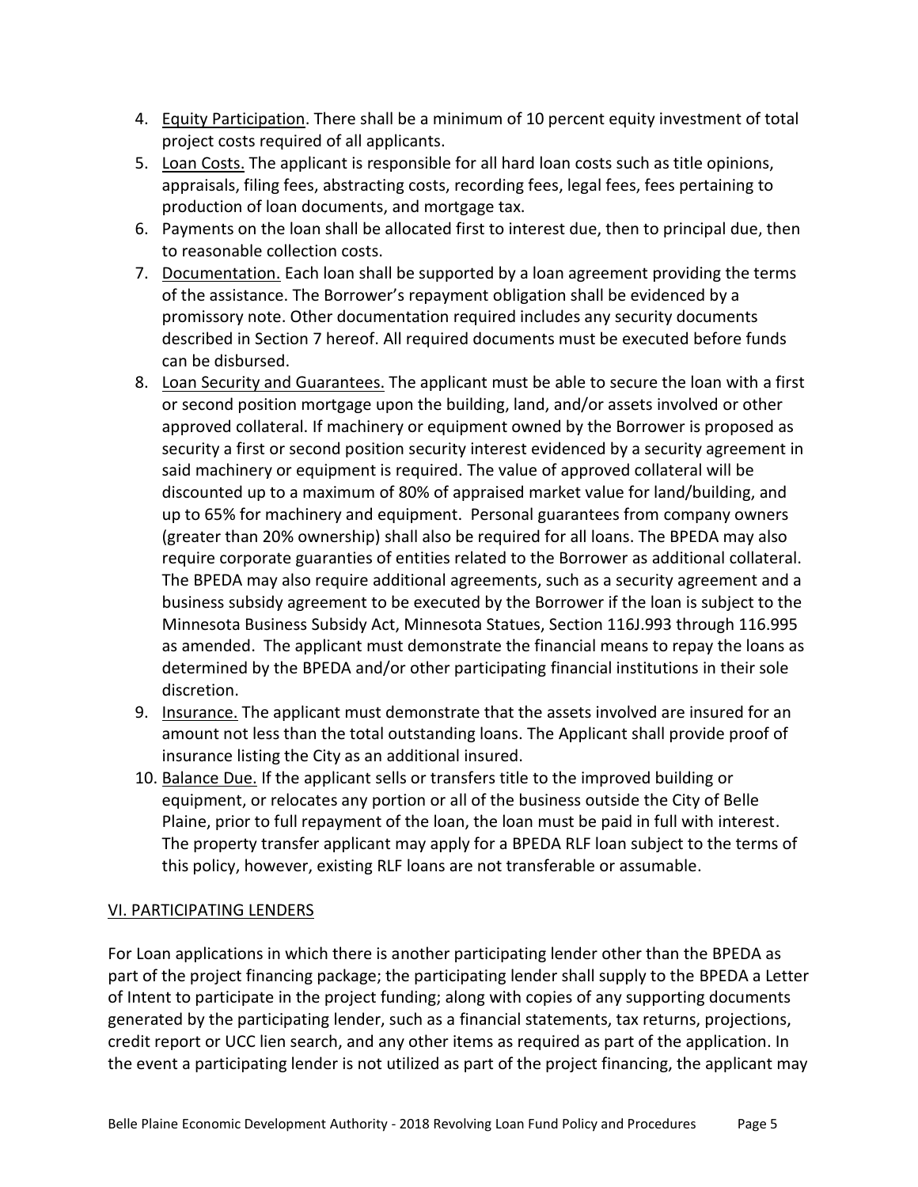4. Equity Participation. There shall be a minimum of 10 percent equity investment of total project costs required of all applicants.
5. Loan Costs. The applicant is responsible for all hard loan costs such as title opinions, appraisals, filing fees, abstracting costs, recording fees, legal fees, fees pertaining to production of loan documents, and mortgage tax.
6. Payments on the loan shall be allocated first to interest due, then to principal due, then to reasonable collection costs.
7. Documentation. Each loan shall be supported by a loan agreement providing the terms of the assistance. The Borrower's repayment obligation shall be evidenced by a promissory note. Other documentation required includes any security documents described in Section 7 hereof. All required documents must be executed before funds can be disbursed.
8. Loan Security and Guarantees. The applicant must be able to secure the loan with a first or second position mortgage upon the building, land, and/or assets involved or other approved collateral. If machinery or equipment owned by the Borrower is proposed as security a first or second position security interest evidenced by a security agreement in said machinery or equipment is required. The value of approved collateral will be discounted up to a maximum of 80% of appraised market value for land/building, and up to 65% for machinery and equipment. Personal guarantees from company owners (greater than 20% ownership) shall also be required for all loans. The BPEDA may also require corporate guaranties of entities related to the Borrower as additional collateral. The BPEDA may also require additional agreements, such as a security agreement and a business subsidy agreement to be executed by the Borrower if the loan is subject to the Minnesota Business Subsidy Act, Minnesota Statues, Section 116J.993 through 116.995 as amended. The applicant must demonstrate the financial means to repay the loans as determined by the BPEDA and/or other participating financial institutions in their sole discretion.
9. Insurance. The applicant must demonstrate that the assets involved are insured for an amount not less than the total outstanding loans. The Applicant shall provide proof of insurance listing the City as an additional insured.
10. Balance Due. If the applicant sells or transfers title to the improved building or equipment, or relocates any portion or all of the business outside the City of Belle Plaine, prior to full repayment of the loan, the loan must be paid in full with interest. The property transfer applicant may apply for a BPEDA RLF loan subject to the terms of this policy, however, existing RLF loans are not transferable or assumable.

## VI. PARTICIPATING LENDERS

For Loan applications in which there is another participating lender other than the BPEDA as part of the project financing package; the participating lender shall supply to the BPEDA a Letter of Intent to participate in the project funding; along with copies of any supporting documents generated by the participating lender, such as a financial statements, tax returns, projections, credit report or UCC lien search, and any other items as required as part of the application. In the event a participating lender is not utilized as part of the project financing, the applicant may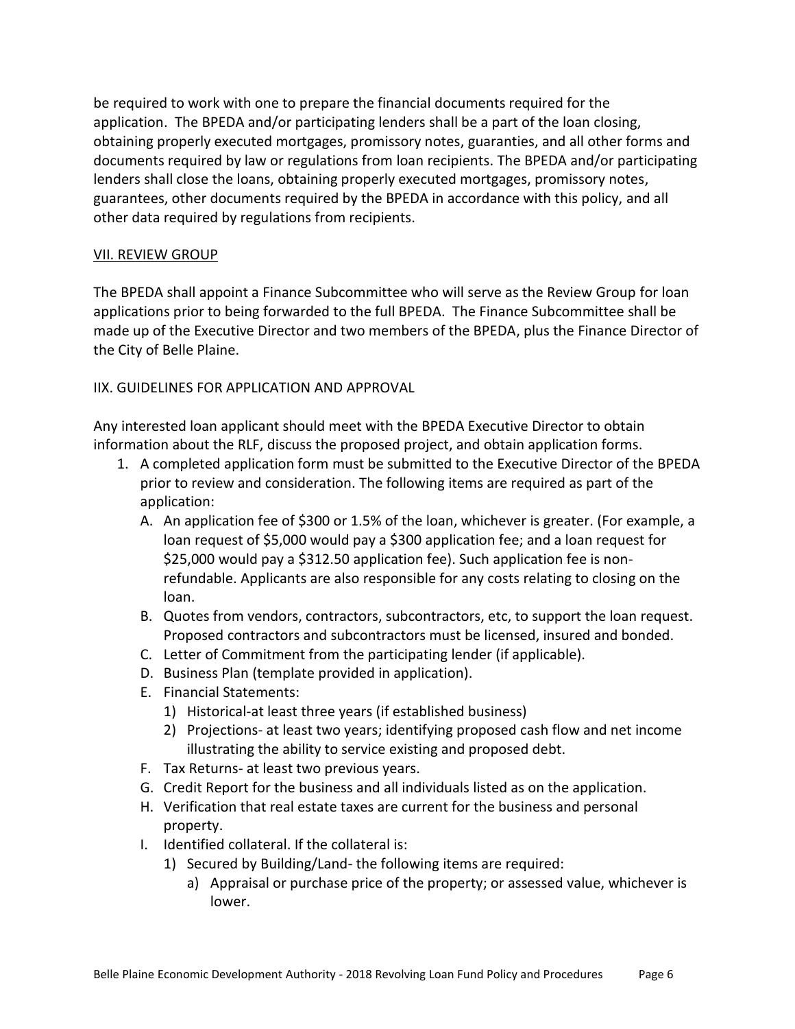be required to work with one to prepare the financial documents required for the application. The BPEDA and/or participating lenders shall be a part of the loan closing, obtaining properly executed mortgages, promissory notes, guaranties, and all other forms and documents required by law or regulations from loan recipients. The BPEDA and/or participating lenders shall close the loans, obtaining properly executed mortgages, promissory notes, guarantees, other documents required by the BPEDA in accordance with this policy, and all other data required by regulations from recipients.

## VII. REVIEW GROUP

The BPEDA shall appoint a Finance Subcommittee who will serve as the Review Group for loan applications prior to being forwarded to the full BPEDA. The Finance Subcommittee shall be made up of the Executive Director and two members of the BPEDA, plus the Finance Director of the City of Belle Plaine.

## IIX. GUIDELINES FOR APPLICATION AND APPROVAL

Any interested loan applicant should meet with the BPEDA Executive Director to obtain information about the RLF, discuss the proposed project, and obtain application forms.

1. A completed application form must be submitted to the Executive Director of the BPEDA prior to review and consideration. The following items are required as part of the application:
   - A. An application fee of $300 or 1.5% of the loan, whichever is greater. (For example, a loan request of $5,000 would pay a $300 application fee; and a loan request for $25,000 would pay a $312.50 application fee). Such application fee is non-refundable. Applicants are also responsible for any costs relating to closing on the loan.
   - B. Quotes from vendors, contractors, subcontractors, etc, to support the loan request. Proposed contractors and subcontractors must be licensed, insured and bonded.
   - C. Letter of Commitment from the participating lender (if applicable).
   - D. Business Plan (template provided in application).
   - E. Financial Statements:
     - 1) Historical-at least three years (if established business)
     - 2) Projections- at least two years; identifying proposed cash flow and net income illustrating the ability to service existing and proposed debt.
   - F. Tax Returns- at least two previous years.
   - G. Credit Report for the business and all individuals listed as on the application.
   - H. Verification that real estate taxes are current for the business and personal property.
   - I. Identified collateral. If the collateral is:
     - 1) Secured by Building/Land- the following items are required:
       - a) Appraisal or purchase price of the property; or assessed value, whichever is lower.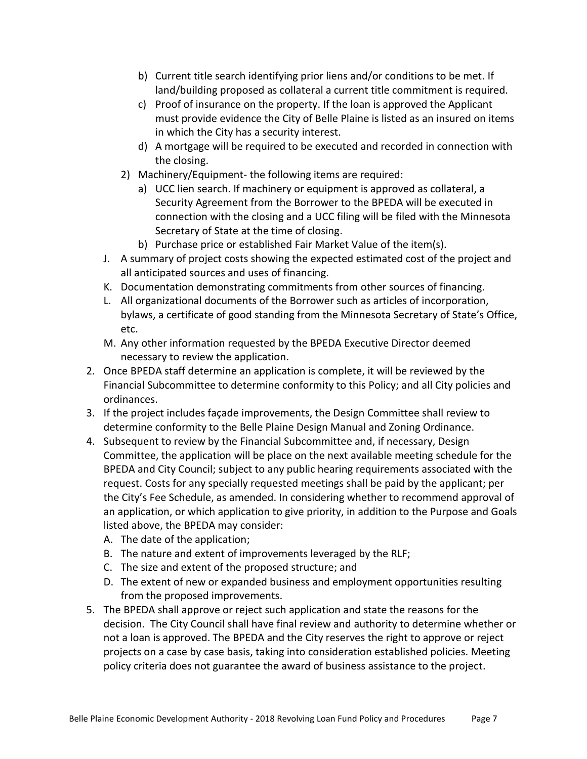- b) Current title search identifying prior liens and/or conditions to be met. If land/building proposed as collateral a current title commitment is required.
   - c) Proof of insurance on the property. If the loan is approved the Applicant must provide evidence the City of Belle Plaine is listed as an insured on items in which the City has a security interest.
   - d) A mortgage will be required to be executed and recorded in connection with the closing.
  2) Machinery/Equipment- the following items are required:
     - a) UCC lien search. If machinery or equipment is approved as collateral, a Security Agreement from the Borrower to the BPEDA will be executed in connection with the closing and a UCC filing will be filed with the Minnesota Secretary of State at the time of closing.
     - b) Purchase price or established Fair Market Value of the item(s).

   J. A summary of project costs showing the expected estimated cost of the project and all anticipated sources and uses of financing.

   K. Documentation demonstrating commitments from other sources of financing.

   L. All organizational documents of the Borrower such as articles of incorporation, bylaws, a certificate of good standing from the Minnesota Secretary of State's Office, etc.

   M. Any other information requested by the BPEDA Executive Director deemed necessary to review the application.

2. Once BPEDA staff determine an application is complete, it will be reviewed by the Financial Subcommittee to determine conformity to this Policy; and all City policies and ordinances.
3. If the project includes façade improvements, the Design Committee shall review to determine conformity to the Belle Plaine Design Manual and Zoning Ordinance.
4. Subsequent to review by the Financial Subcommittee and, if necessary, Design Committee, the application will be place on the next available meeting schedule for the BPEDA and City Council; subject to any public hearing requirements associated with the request. Costs for any specially requested meetings shall be paid by the applicant; per the City's Fee Schedule, as amended. In considering whether to recommend approval of an application, or which application to give priority, in addition to the Purpose and Goals listed above, the BPEDA may consider:
   - A. The date of the application;
   - B. The nature and extent of improvements leveraged by the RLF;
   - C. The size and extent of the proposed structure; and
   - D. The extent of new or expanded business and employment opportunities resulting from the proposed improvements.
5. The BPEDA shall approve or reject such application and state the reasons for the decision. The City Council shall have final review and authority to determine whether or not a loan is approved. The BPEDA and the City reserves the right to approve or reject projects on a case by case basis, taking into consideration established policies. Meeting policy criteria does not guarantee the award of business assistance to the project.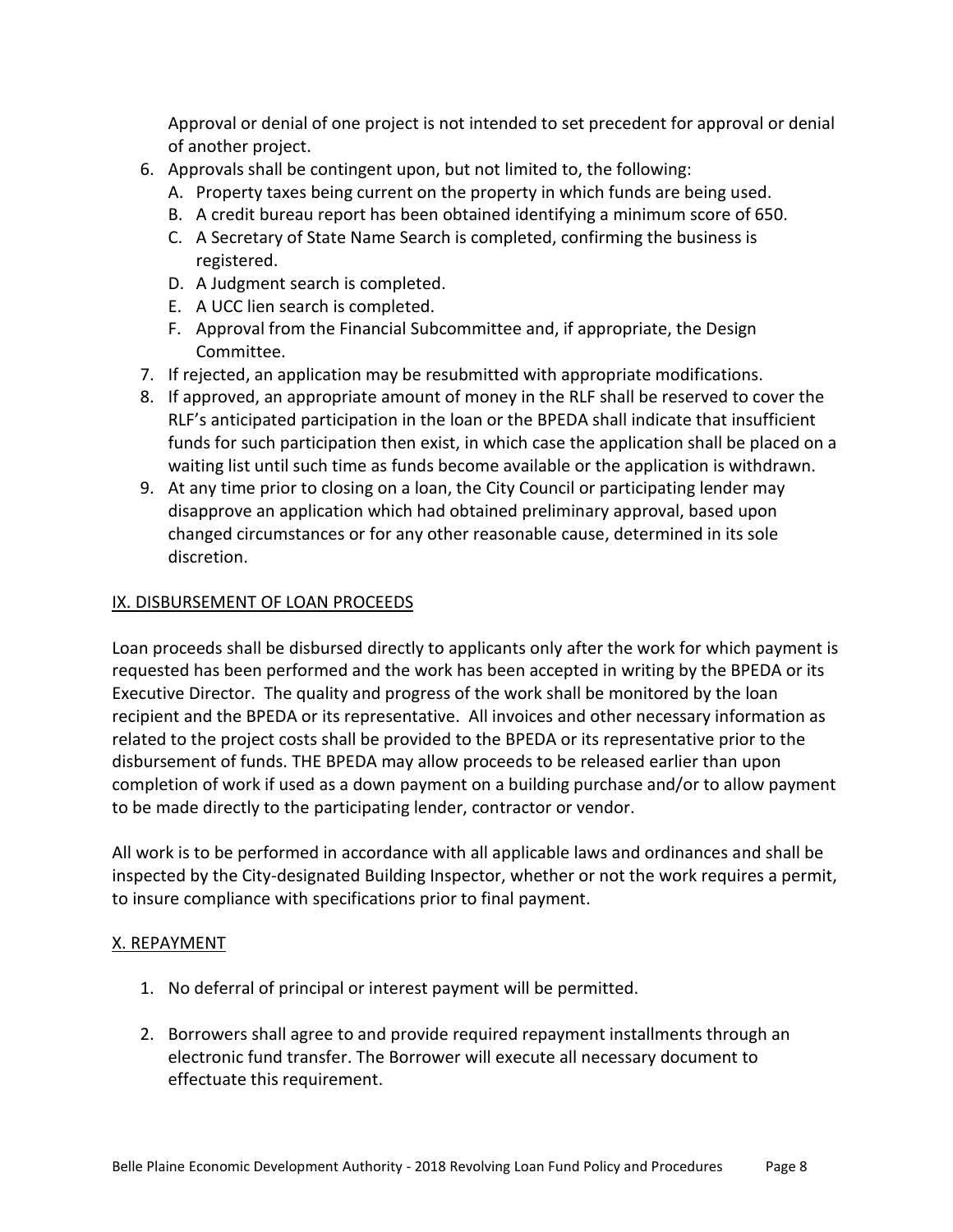Approval or denial of one project is not intended to set precedent for approval or denial of another project.

6. Approvals shall be contingent upon, but not limited to, the following:
   A. Property taxes being current on the property in which funds are being used.
   B. A credit bureau report has been obtained identifying a minimum score of 650.
   C. A Secretary of State Name Search is completed, confirming the business is registered.
   D. A Judgment search is completed.
   E. A UCC lien search is completed.
   F. Approval from the Financial Subcommittee and, if appropriate, the Design Committee.
7. If rejected, an application may be resubmitted with appropriate modifications.
8. If approved, an appropriate amount of money in the RLF shall be reserved to cover the RLF's anticipated participation in the loan or the BPEDA shall indicate that insufficient funds for such participation then exist, in which case the application shall be placed on a waiting list until such time as funds become available or the application is withdrawn.
9. At any time prior to closing on a loan, the City Council or participating lender may disapprove an application which had obtained preliminary approval, based upon changed circumstances or for any other reasonable cause, determined in its sole discretion.

## IX. DISBURSEMENT OF LOAN PROCEEDS

Loan proceeds shall be disbursed directly to applicants only after the work for which payment is requested has been performed and the work has been accepted in writing by the BPEDA or its Executive Director. The quality and progress of the work shall be monitored by the loan recipient and the BPEDA or its representative. All invoices and other necessary information as related to the project costs shall be provided to the BPEDA or its representative prior to the disbursement of funds. THE BPEDA may allow proceeds to be released earlier than upon completion of work if used as a down payment on a building purchase and/or to allow payment to be made directly to the participating lender, contractor or vendor.

All work is to be performed in accordance with all applicable laws and ordinances and shall be inspected by the City-designated Building Inspector, whether or not the work requires a permit, to insure compliance with specifications prior to final payment.

## X. REPAYMENT

1. No deferral of principal or interest payment will be permitted.

2. Borrowers shall agree to and provide required repayment installments through an electronic fund transfer. The Borrower will execute all necessary document to effectuate this requirement.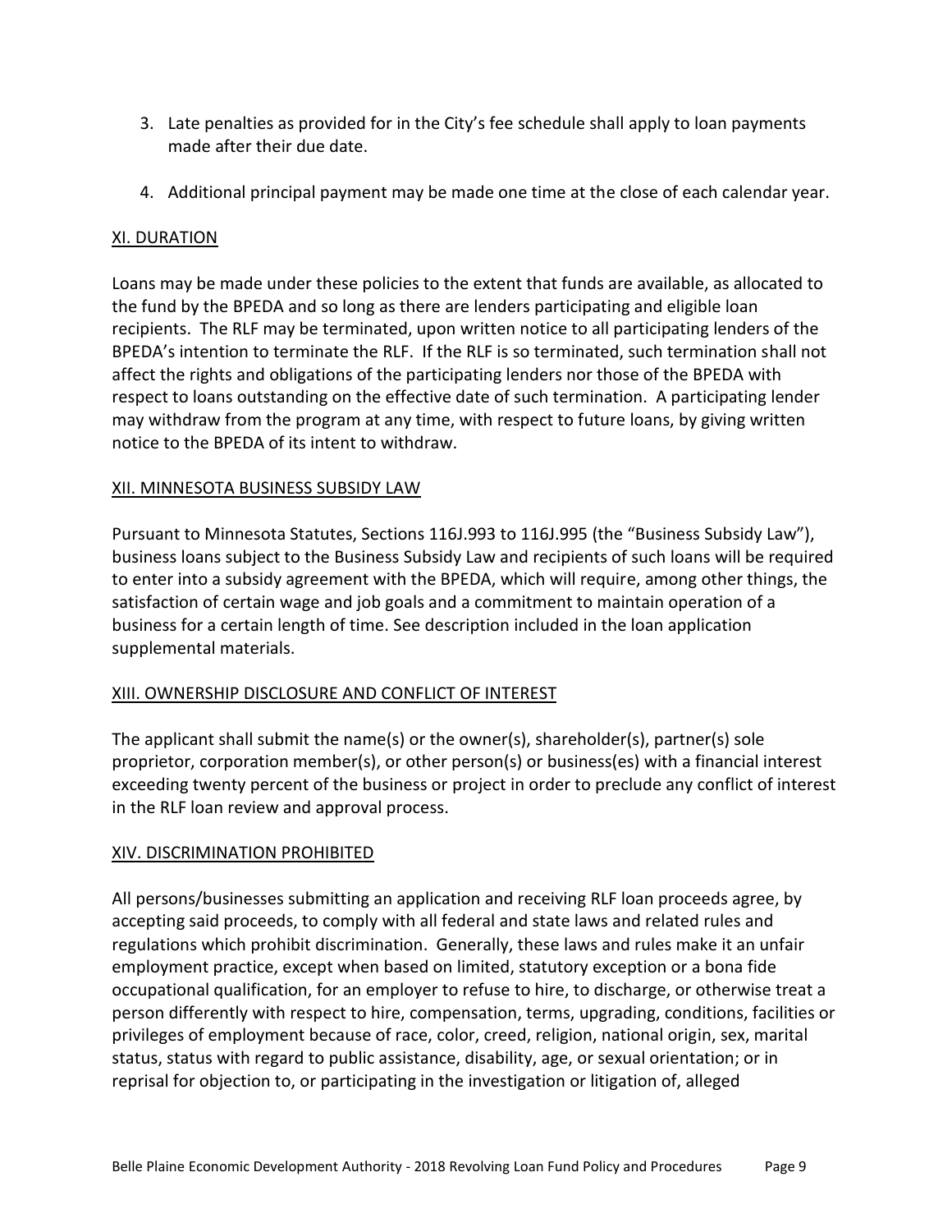3. Late penalties as provided for in the City's fee schedule shall apply to loan payments made after their due date.

4. Additional principal payment may be made one time at the close of each calendar year.

## XI. DURATION

Loans may be made under these policies to the extent that funds are available, as allocated to the fund by the BPEDA and so long as there are lenders participating and eligible loan recipients. The RLF may be terminated, upon written notice to all participating lenders of the BPEDA's intention to terminate the RLF. If the RLF is so terminated, such termination shall not affect the rights and obligations of the participating lenders nor those of the BPEDA with respect to loans outstanding on the effective date of such termination. A participating lender may withdraw from the program at any time, with respect to future loans, by giving written notice to the BPEDA of its intent to withdraw.

## XII. MINNESOTA BUSINESS SUBSIDY LAW

Pursuant to Minnesota Statutes, Sections 116J.993 to 116J.995 (the "Business Subsidy Law"), business loans subject to the Business Subsidy Law and recipients of such loans will be required to enter into a subsidy agreement with the BPEDA, which will require, among other things, the satisfaction of certain wage and job goals and a commitment to maintain operation of a business for a certain length of time. See description included in the loan application supplemental materials.

## XIII. OWNERSHIP DISCLOSURE AND CONFLICT OF INTEREST

The applicant shall submit the name(s) or the owner(s), shareholder(s), partner(s) sole proprietor, corporation member(s), or other person(s) or business(es) with a financial interest exceeding twenty percent of the business or project in order to preclude any conflict of interest in the RLF loan review and approval process.

## XIV. DISCRIMINATION PROHIBITED

All persons/businesses submitting an application and receiving RLF loan proceeds agree, by accepting said proceeds, to comply with all federal and state laws and related rules and regulations which prohibit discrimination. Generally, these laws and rules make it an unfair employment practice, except when based on limited, statutory exception or a bona fide occupational qualification, for an employer to refuse to hire, to discharge, or otherwise treat a person differently with respect to hire, compensation, terms, upgrading, conditions, facilities or privileges of employment because of race, color, creed, religion, national origin, sex, marital status, status with regard to public assistance, disability, age, or sexual orientation; or in reprisal for objection to, or participating in the investigation or litigation of, alleged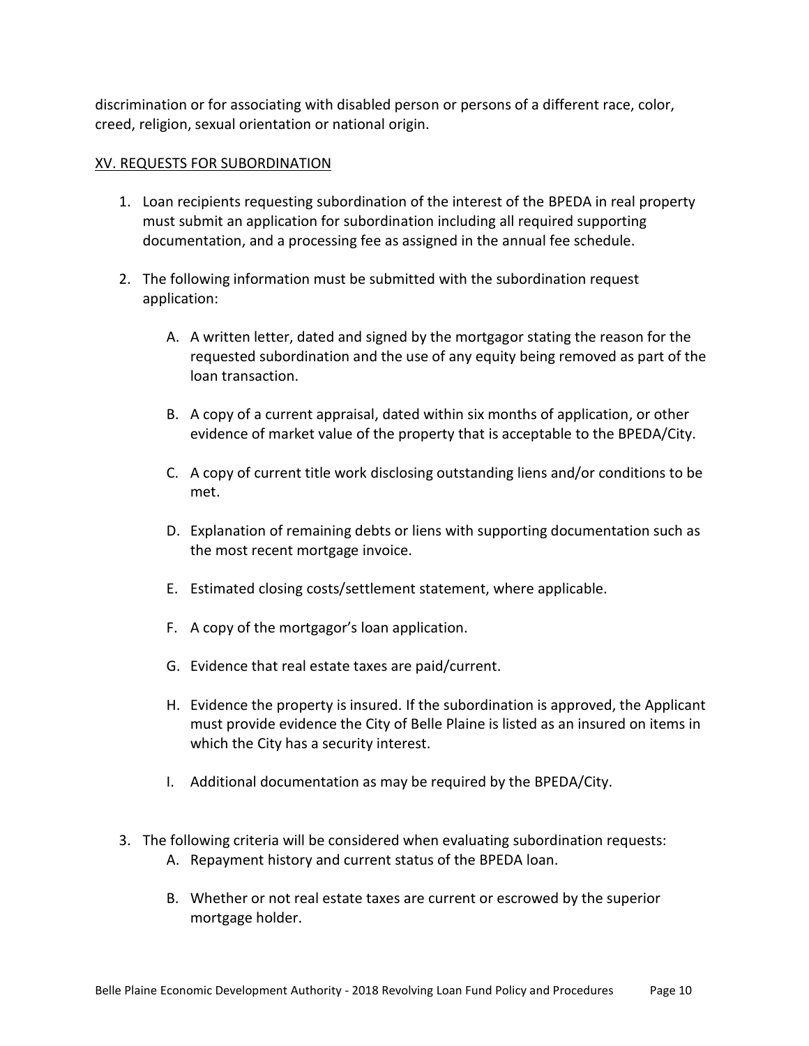discrimination or for associating with disabled person or persons of a different race, color, creed, religion, sexual orientation or national origin.

## XV. REQUESTS FOR SUBORDINATION

1. Loan recipients requesting subordination of the interest of the BPEDA in real property must submit an application for subordination including all required supporting documentation, and a processing fee as assigned in the annual fee schedule.

2. The following information must be submitted with the subordination request application:

   A. A written letter, dated and signed by the mortgagor stating the reason for the requested subordination and the use of any equity being removed as part of the loan transaction.

   B. A copy of a current appraisal, dated within six months of application, or other evidence of market value of the property that is acceptable to the BPEDA/City.

   C. A copy of current title work disclosing outstanding liens and/or conditions to be met.

   D. Explanation of remaining debts or liens with supporting documentation such as the most recent mortgage invoice.

   E. Estimated closing costs/settlement statement, where applicable.

   F. A copy of the mortgagor's loan application.

   G. Evidence that real estate taxes are paid/current.

   H. Evidence the property is insured. If the subordination is approved, the Applicant must provide evidence the City of Belle Plaine is listed as an insured on items in which the City has a security interest.

   I. Additional documentation as may be required by the BPEDA/City.

3. The following criteria will be considered when evaluating subordination requests:

   A. Repayment history and current status of the BPEDA loan.

   B. Whether or not real estate taxes are current or escrowed by the superior mortgage holder.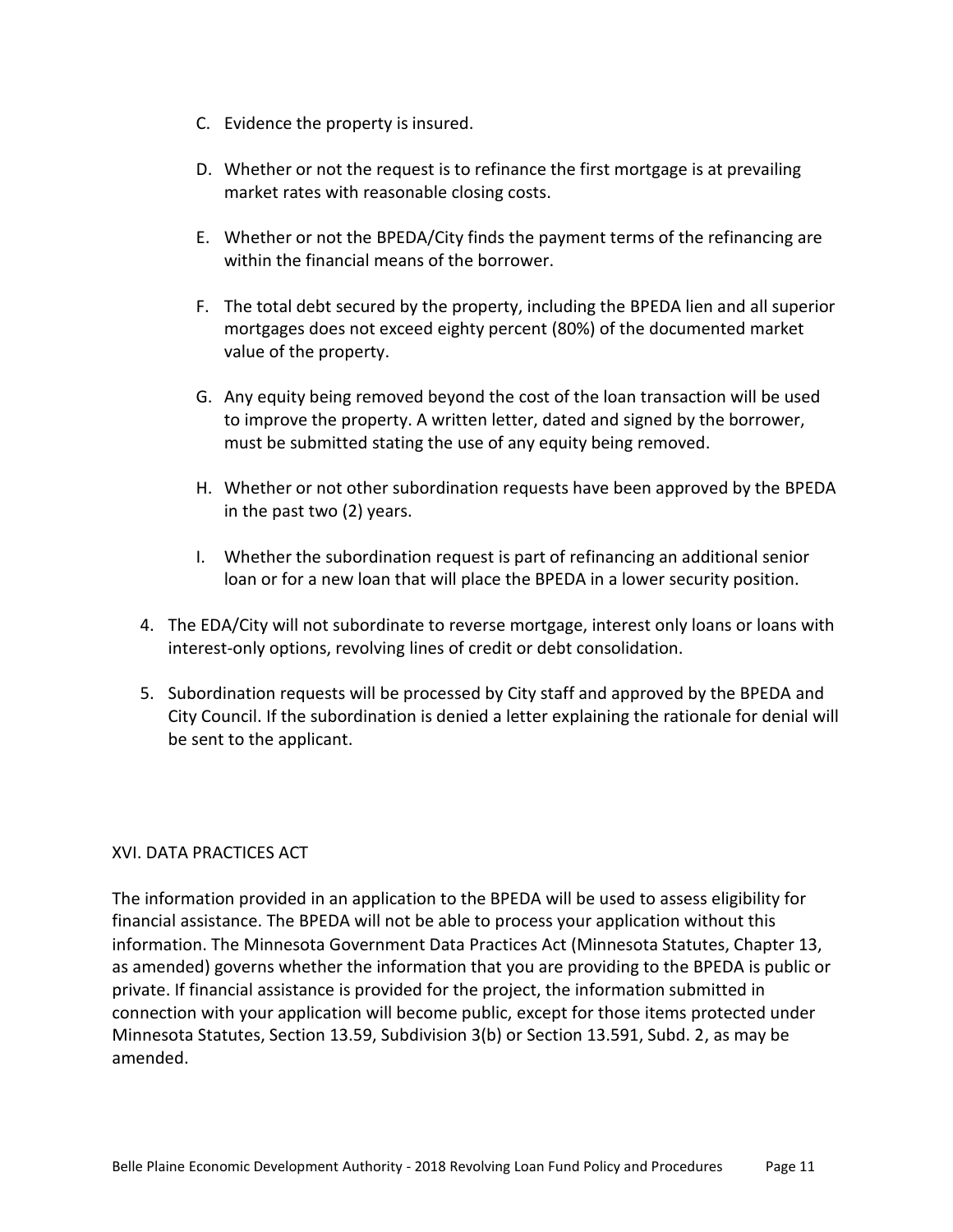C. Evidence the property is insured.

D. Whether or not the request is to refinance the first mortgage is at prevailing market rates with reasonable closing costs.

E. Whether or not the BPEDA/City finds the payment terms of the refinancing are within the financial means of the borrower.

F. The total debt secured by the property, including the BPEDA lien and all superior mortgages does not exceed eighty percent (80%) of the documented market value of the property.

G. Any equity being removed beyond the cost of the loan transaction will be used to improve the property. A written letter, dated and signed by the borrower, must be submitted stating the use of any equity being removed.

H. Whether or not other subordination requests have been approved by the BPEDA in the past two (2) years.

I. Whether the subordination request is part of refinancing an additional senior loan or for a new loan that will place the BPEDA in a lower security position.

4. The EDA/City will not subordinate to reverse mortgage, interest only loans or loans with interest-only options, revolving lines of credit or debt consolidation.

5. Subordination requests will be processed by City staff and approved by the BPEDA and City Council. If the subordination is denied a letter explaining the rationale for denial will be sent to the applicant.

## XVI. DATA PRACTICES ACT

The information provided in an application to the BPEDA will be used to assess eligibility for financial assistance. The BPEDA will not be able to process your application without this information. The Minnesota Government Data Practices Act (Minnesota Statutes, Chapter 13, as amended) governs whether the information that you are providing to the BPEDA is public or private. If financial assistance is provided for the project, the information submitted in connection with your application will become public, except for those items protected under Minnesota Statutes, Section 13.59, Subdivision 3(b) or Section 13.591, Subd. 2, as may be amended.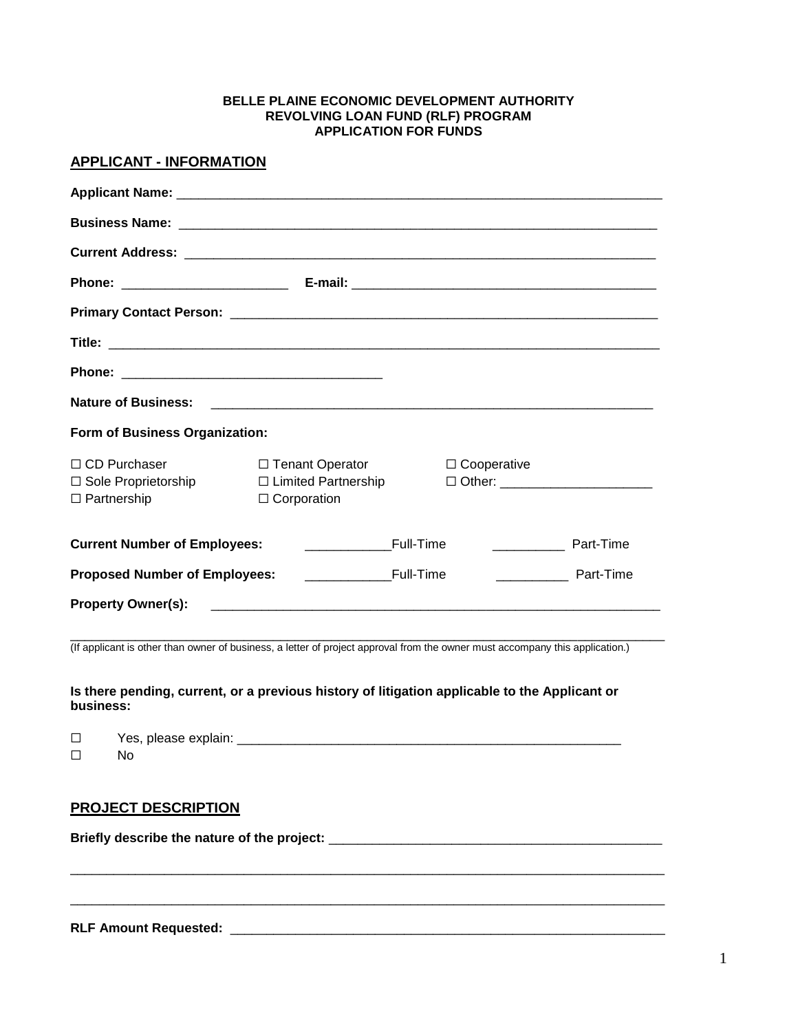**BELLE PLAINE ECONOMIC DEVELOPMENT AUTHORITY**
**REVOLVING LOAN FUND (RLF) PROGRAM**
**APPLICATION FOR FUNDS**

## APPLICANT - INFORMATION

**Applicant Name:** ___________________________________________________________________

**Business Name:** ___________________________________________________________________

**Current Address:** __________________________________________________________________

**Phone:** ______________________ **E-mail:** ________________________________________

**Primary Contact Person:** ____________________________________________________________

**Title:** ________________________________________________________________________________

**Phone:** ___________________________________

**Nature of Business:** ________________________________________________________________

**Form of Business Organization:**

☐ CD Purchaser ☐ Tenant Operator ☐ Cooperative
☐ Sole Proprietorship ☐ Limited Partnership ☐ Other: ____________________
☐ Partnership ☐ Corporation

**Current Number of Employees:** ___________Full-Time __________ Part-Time

**Proposed Number of Employees:** ___________Full-Time __________ Part-Time

**Property Owner(s):** _________________________________________________________________

_____________________________________________________________________________________
(If applicant is other than owner of business, a letter of project approval from the owner must accompany this application.)

**Is there pending, current, or a previous history of litigation applicable to the Applicant or business:**

☐ Yes, please explain: _______________________________________________________
☐ No

## PROJECT DESCRIPTION

**Briefly describe the nature of the project:** ____________________________________________

_____________________________________________________________________________________

_____________________________________________________________________________________

**RLF Amount Requested:** ____________________________________________________________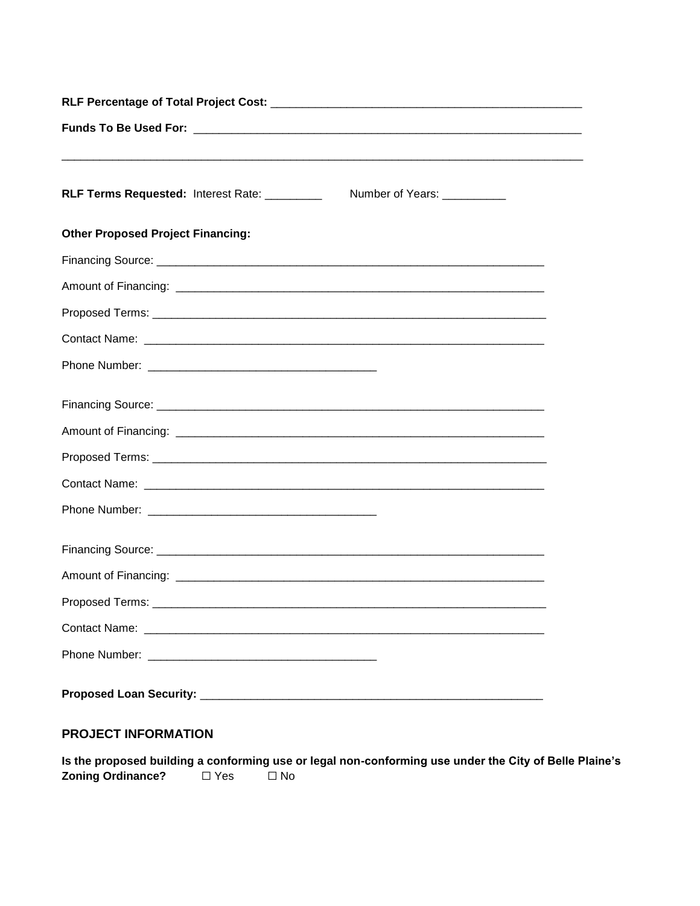**RLF Percentage of Total Project Cost:** ______________________________________________

**Funds To Be Used For:** ____________________________________________________________

______________________________________________________________________________

**RLF Terms Requested:** Interest Rate: _________ Number of Years: __________

**Other Proposed Project Financing:**

Financing Source: ____________________________________________________________

Amount of Financing: _________________________________________________________

Proposed Terms: _____________________________________________________________

Contact Name: _______________________________________________________________

Phone Number: ___________________________________

Financing Source: ____________________________________________________________

Amount of Financing: _________________________________________________________

Proposed Terms: _____________________________________________________________

Contact Name: _______________________________________________________________

Phone Number: ___________________________________

Financing Source: ____________________________________________________________

Amount of Financing: _________________________________________________________

Proposed Terms: _____________________________________________________________

Contact Name: _______________________________________________________________

Phone Number: ___________________________________

**Proposed Loan Security:** ____________________________________________________

## PROJECT INFORMATION

**Is the proposed building a conforming use or legal non-conforming use under the City of Belle Plaine's Zoning Ordinance?** ☐ Yes ☐ No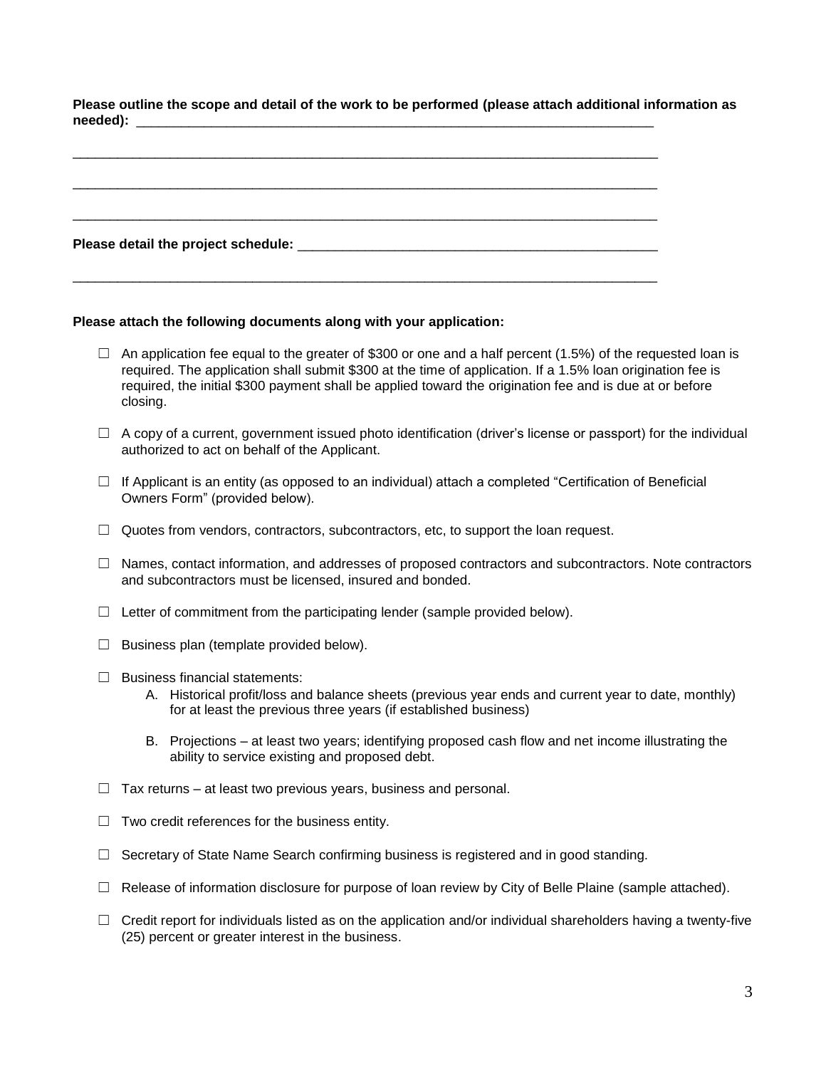**Please outline the scope and detail of the work to be performed (please attach additional information as needed):** ______________________________________________________________________

________________________________________________________________________________

________________________________________________________________________________

________________________________________________________________________________

**Please detail the project schedule:** ______________________________________________

________________________________________________________________________________

**Please attach the following documents along with your application:**

- ☐ An application fee equal to the greater of $300 or one and a half percent (1.5%) of the requested loan is required. The application shall submit $300 at the time of application. If a 1.5% loan origination fee is required, the initial $300 payment shall be applied toward the origination fee and is due at or before closing.
- ☐ A copy of a current, government issued photo identification (driver's license or passport) for the individual authorized to act on behalf of the Applicant.
- ☐ If Applicant is an entity (as opposed to an individual) attach a completed "Certification of Beneficial Owners Form" (provided below).
- ☐ Quotes from vendors, contractors, subcontractors, etc, to support the loan request.
- ☐ Names, contact information, and addresses of proposed contractors and subcontractors. Note contractors and subcontractors must be licensed, insured and bonded.
- ☐ Letter of commitment from the participating lender (sample provided below).
- ☐ Business plan (template provided below).
- ☐ Business financial statements:
  - A. Historical profit/loss and balance sheets (previous year ends and current year to date, monthly) for at least the previous three years (if established business)
  - B. Projections – at least two years; identifying proposed cash flow and net income illustrating the ability to service existing and proposed debt.
- ☐ Tax returns – at least two previous years, business and personal.
- ☐ Two credit references for the business entity.
- ☐ Secretary of State Name Search confirming business is registered and in good standing.
- ☐ Release of information disclosure for purpose of loan review by City of Belle Plaine (sample attached).
- ☐ Credit report for individuals listed as on the application and/or individual shareholders having a twenty-five (25) percent or greater interest in the business.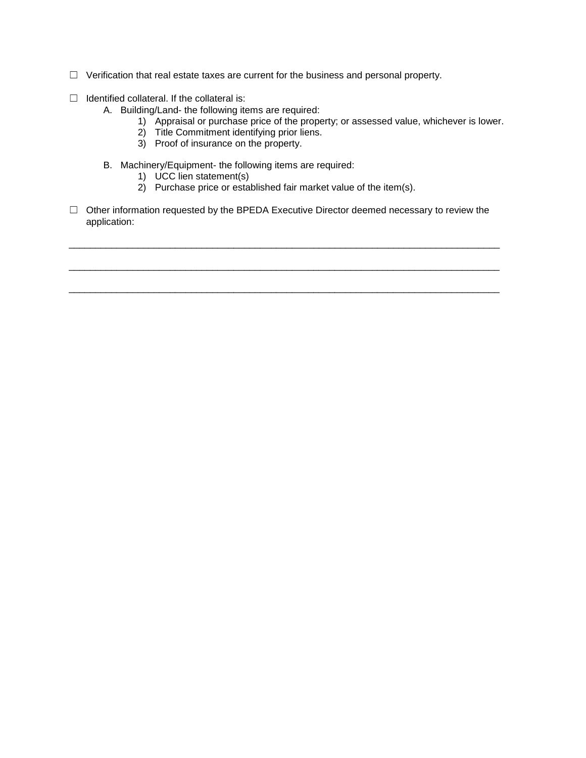☐ Verification that real estate taxes are current for the business and personal property.

☐ Identified collateral. If the collateral is:

A. Building/Land- the following items are required:
   1) Appraisal or purchase price of the property; or assessed value, whichever is lower.
   2) Title Commitment identifying prior liens.
   3) Proof of insurance on the property.

B. Machinery/Equipment- the following items are required:
   1) UCC lien statement(s)
   2) Purchase price or established fair market value of the item(s).

☐ Other information requested by the BPEDA Executive Director deemed necessary to review the application:

_______________________________________________________________________________

_______________________________________________________________________________

_______________________________________________________________________________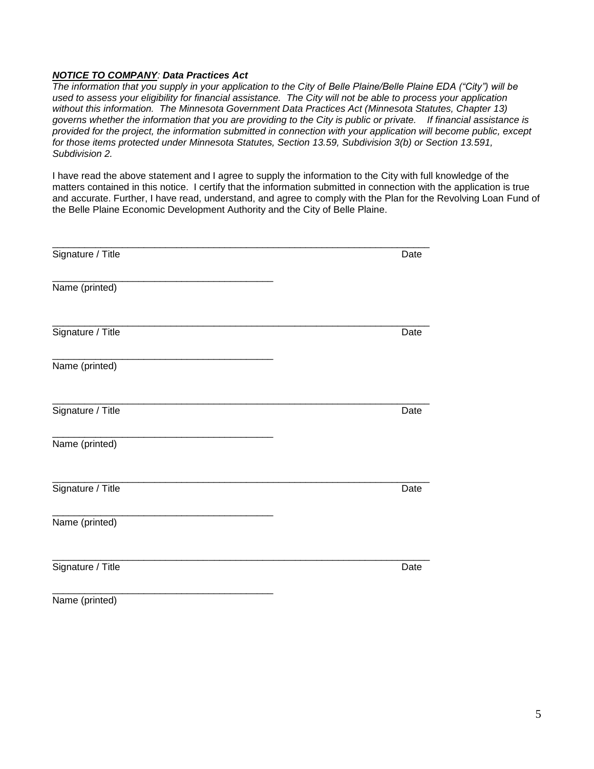***NOTICE TO COMPANY**: Data Practices Act*

*The information that you supply in your application to the City of Belle Plaine/Belle Plaine EDA ("City") will be used to assess your eligibility for financial assistance. The City will not be able to process your application without this information. The Minnesota Government Data Practices Act (Minnesota Statutes, Chapter 13) governs whether the information that you are providing to the City is public or private. If financial assistance is provided for the project, the information submitted in connection with your application will become public, except for those items protected under Minnesota Statutes, Section 13.59, Subdivision 3(b) or Section 13.591, Subdivision 2.*

I have read the above statement and I agree to supply the information to the City with full knowledge of the matters contained in this notice. I certify that the information submitted in connection with the application is true and accurate. Further, I have read, understand, and agree to comply with the Plan for the Revolving Loan Fund of the Belle Plaine Economic Development Authority and the City of Belle Plaine.

_________________________________________________________________
Signature / Title Date

______________________________________
Name (printed)

_________________________________________________________________
Signature / Title Date

______________________________________
Name (printed)

_________________________________________________________________
Signature / Title Date

______________________________________
Name (printed)

_________________________________________________________________
Signature / Title Date

______________________________________
Name (printed)

_________________________________________________________________
Signature / Title Date

______________________________________
Name (printed)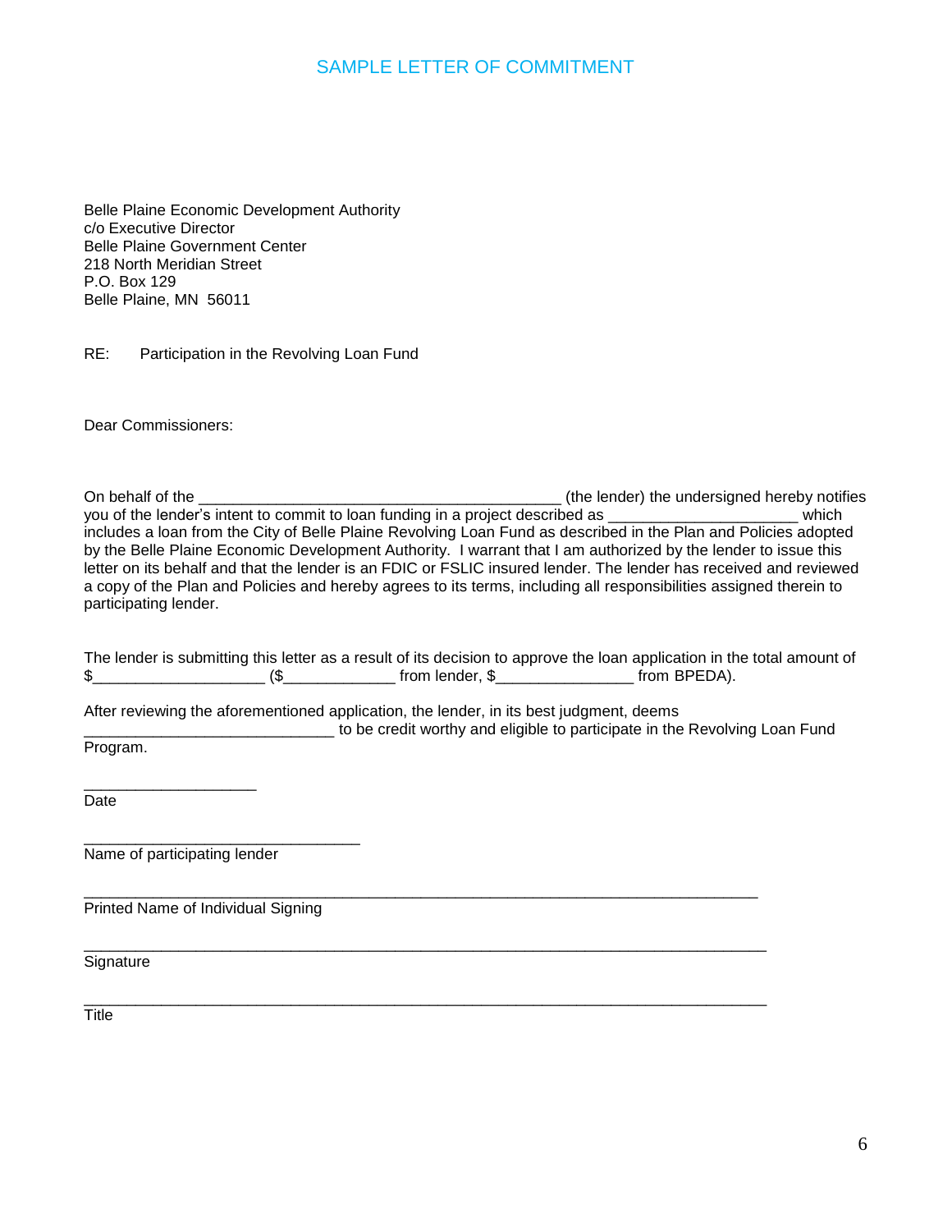# SAMPLE LETTER OF COMMITMENT

Belle Plaine Economic Development Authority
c/o Executive Director
Belle Plaine Government Center
218 North Meridian Street
P.O. Box 129
Belle Plaine, MN 56011

RE: Participation in the Revolving Loan Fund

Dear Commissioners:

On behalf of the ___________________________________________ (the lender) the undersigned hereby notifies you of the lender's intent to commit to loan funding in a project described as ______________________ which includes a loan from the City of Belle Plaine Revolving Loan Fund as described in the Plan and Policies adopted by the Belle Plaine Economic Development Authority. I warrant that I am authorized by the lender to issue this letter on its behalf and that the lender is an FDIC or FSLIC insured lender. The lender has received and reviewed a copy of the Plan and Policies and hereby agrees to its terms, including all responsibilities assigned therein to participating lender.

The lender is submitting this letter as a result of its decision to approve the loan application in the total amount of $____________________ ($_____________ from lender, $________________ from BPEDA).

After reviewing the aforementioned application, the lender, in its best judgment, deems ______________________________ to be credit worthy and eligible to participate in the Revolving Loan Fund Program.

____________________
Date

_________________________________
Name of participating lender

________________________________________________________________________________
Printed Name of Individual Signing

________________________________________________________________________________
Signature

________________________________________________________________________________
Title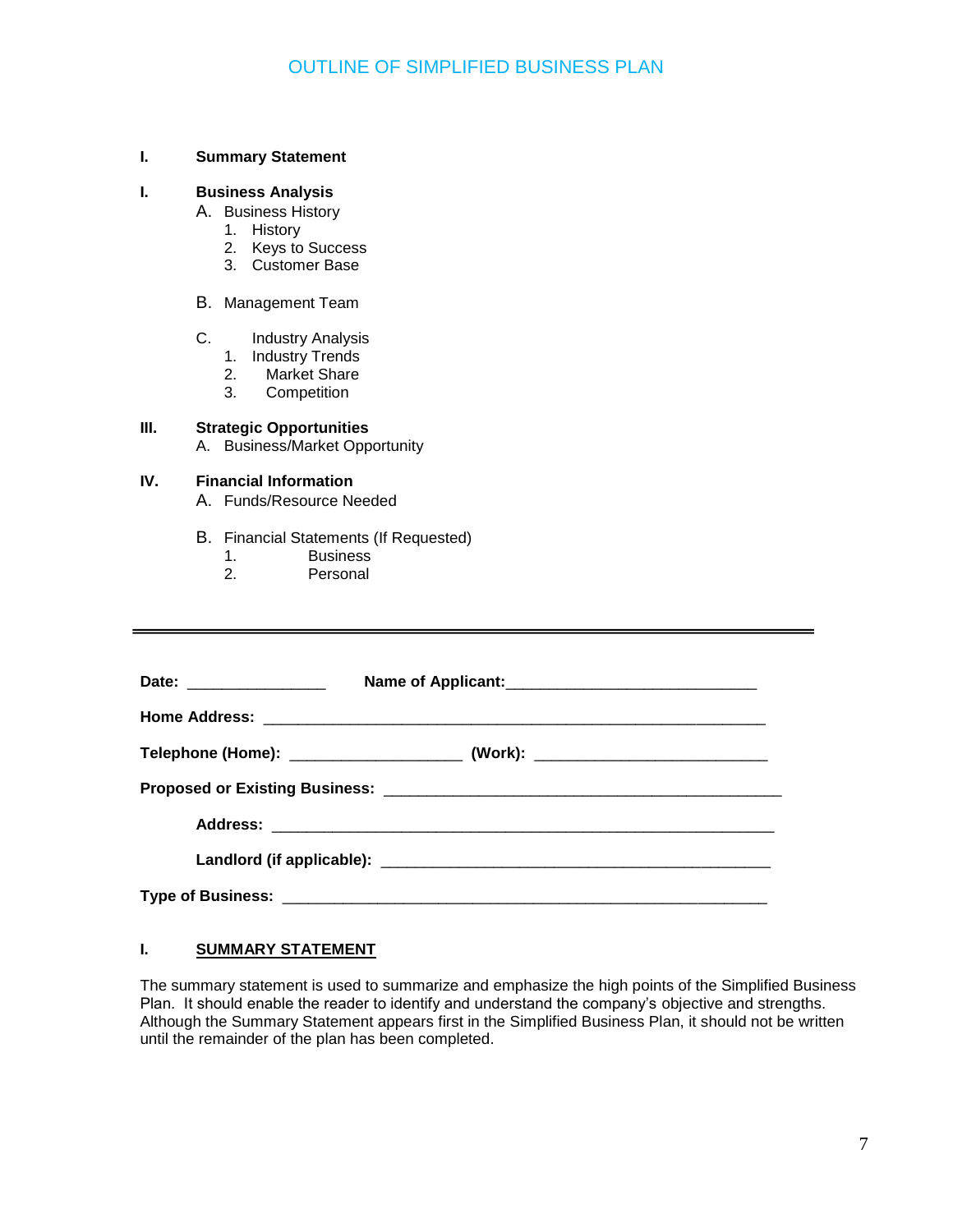# OUTLINE OF SIMPLIFIED BUSINESS PLAN

**I. Summary Statement**

**I. Business Analysis**

A. Business History
   1. History
   2. Keys to Success
   3. Customer Base

B. Management Team

C. Industry Analysis
   1. Industry Trends
   2. Market Share
   3. Competition

**III. Strategic Opportunities**

A. Business/Market Opportunity

**IV. Financial Information**

A. Funds/Resource Needed

B. Financial Statements (If Requested)
   1. Business
   2. Personal

---

**Date:** ________________ **Name of Applicant:**_____________________________

**Home Address:** __________________________________________________________

**Telephone (Home):** ____________________ **(Work):** ___________________________

**Proposed or Existing Business:** _______________________________________________

**Address:** __________________________________________________________

**Landlord (if applicable):** _____________________________________________

**Type of Business:** ________________________________________________________

## I. SUMMARY STATEMENT

The summary statement is used to summarize and emphasize the high points of the Simplified Business Plan. It should enable the reader to identify and understand the company's objective and strengths. Although the Summary Statement appears first in the Simplified Business Plan, it should not be written until the remainder of the plan has been completed.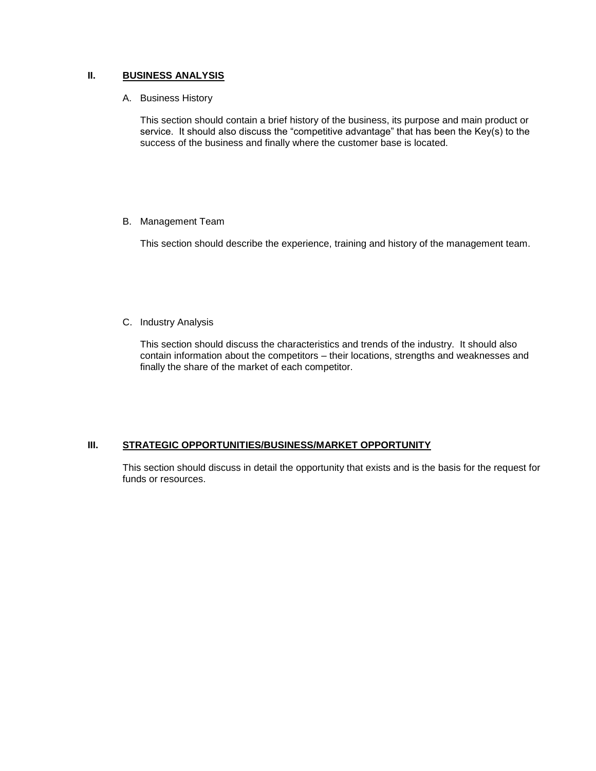## II. <u>BUSINESS ANALYSIS</u>

A. Business History

This section should contain a brief history of the business, its purpose and main product or service. It should also discuss the "competitive advantage" that has been the Key(s) to the success of the business and finally where the customer base is located.

B. Management Team

This section should describe the experience, training and history of the management team.

C. Industry Analysis

This section should discuss the characteristics and trends of the industry. It should also contain information about the competitors – their locations, strengths and weaknesses and finally the share of the market of each competitor.

## III. <u>STRATEGIC OPPORTUNITIES/BUSINESS/MARKET OPPORTUNITY</u>

This section should discuss in detail the opportunity that exists and is the basis for the request for funds or resources.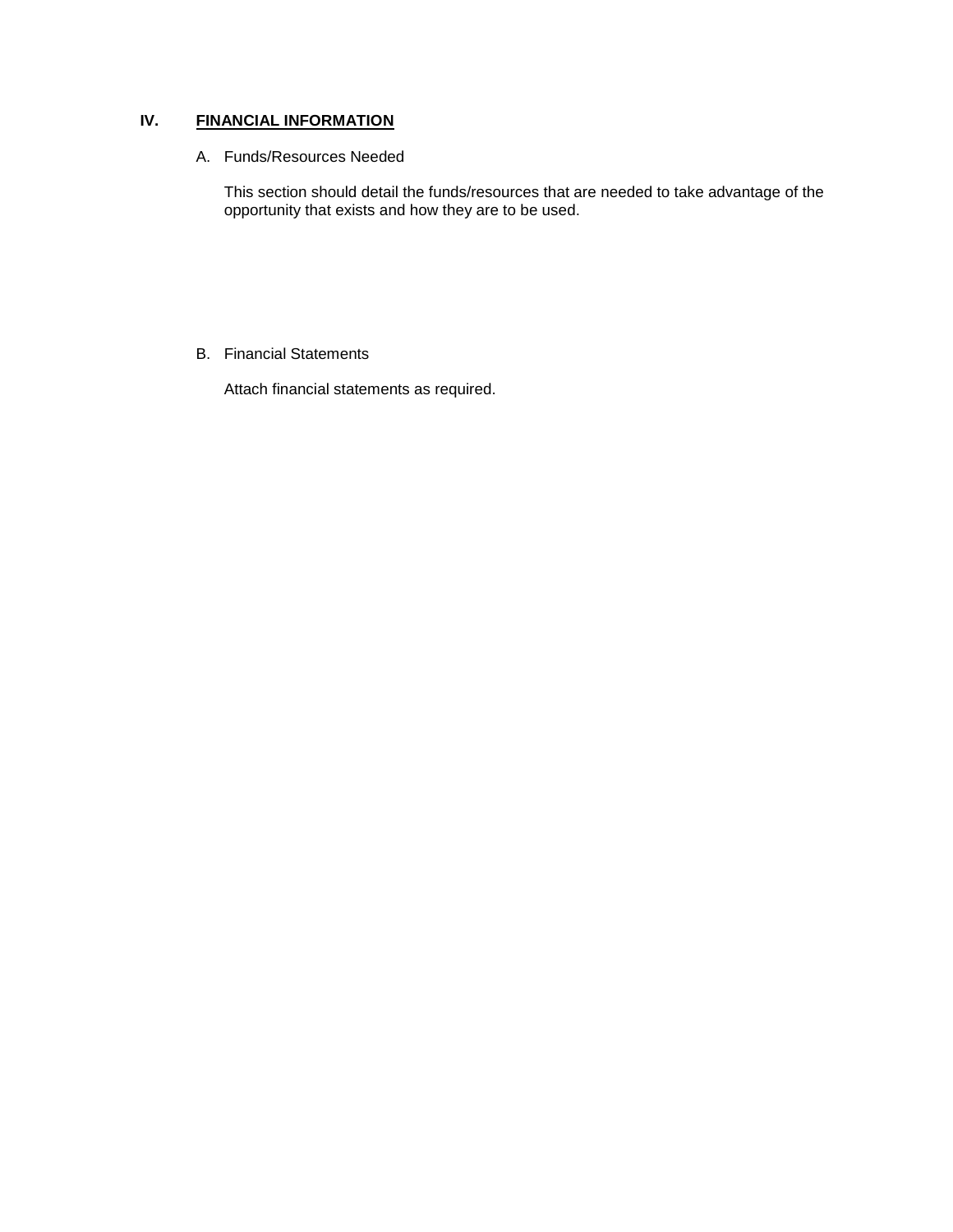## IV. <u>FINANCIAL INFORMATION</u>

A. Funds/Resources Needed

This section should detail the funds/resources that are needed to take advantage of the opportunity that exists and how they are to be used.

B. Financial Statements

Attach financial statements as required.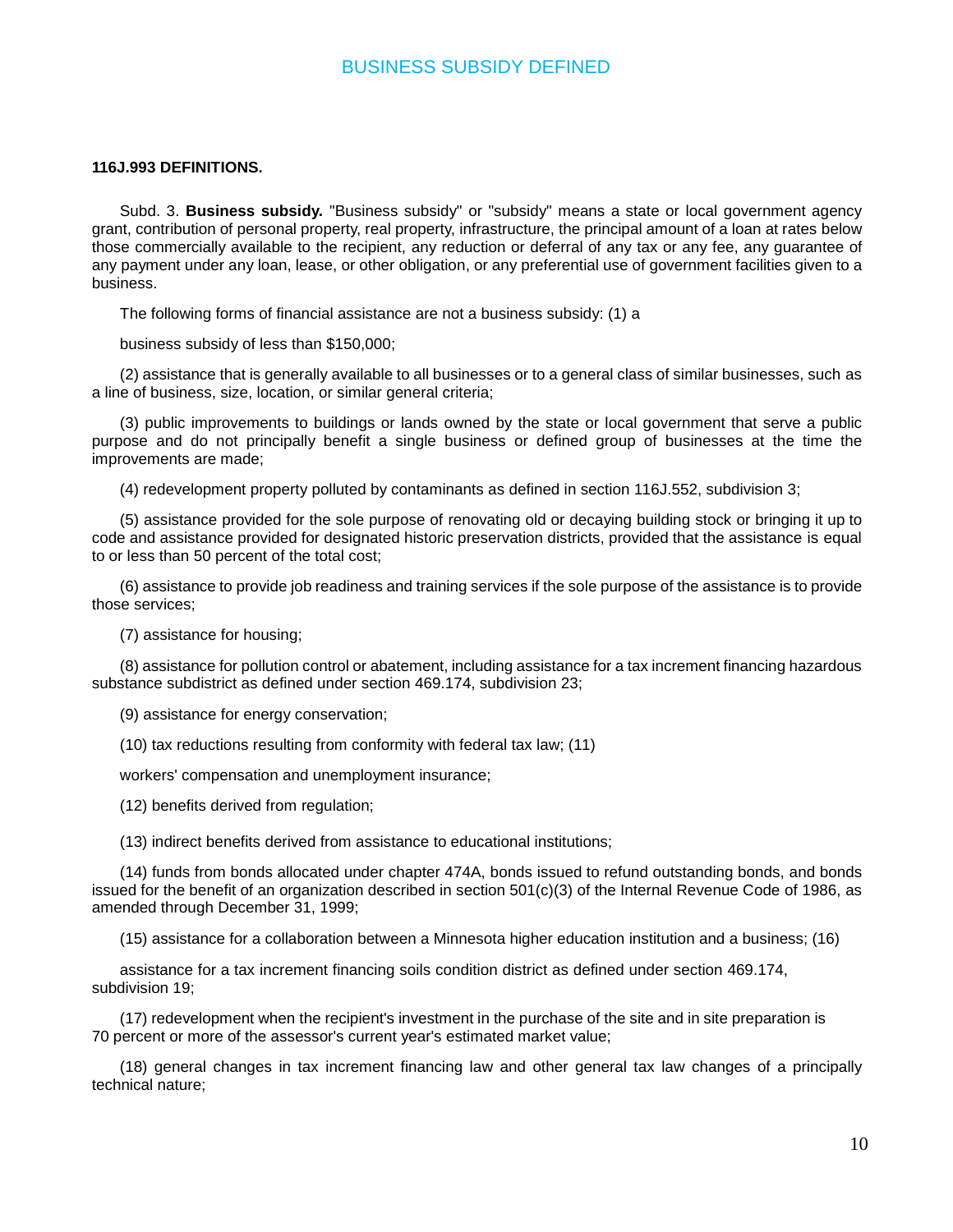# BUSINESS SUBSIDY DEFINED

**116J.993 DEFINITIONS.**

Subd. 3. **Business subsidy.** "Business subsidy" or "subsidy" means a state or local government agency grant, contribution of personal property, real property, infrastructure, the principal amount of a loan at rates below those commercially available to the recipient, any reduction or deferral of any tax or any fee, any guarantee of any payment under any loan, lease, or other obligation, or any preferential use of government facilities given to a business.

The following forms of financial assistance are not a business subsidy: (1) a

business subsidy of less than $150,000;

(2) assistance that is generally available to all businesses or to a general class of similar businesses, such as a line of business, size, location, or similar general criteria;

(3) public improvements to buildings or lands owned by the state or local government that serve a public purpose and do not principally benefit a single business or defined group of businesses at the time the improvements are made;

(4) redevelopment property polluted by contaminants as defined in section 116J.552, subdivision 3;

(5) assistance provided for the sole purpose of renovating old or decaying building stock or bringing it up to code and assistance provided for designated historic preservation districts, provided that the assistance is equal to or less than 50 percent of the total cost;

(6) assistance to provide job readiness and training services if the sole purpose of the assistance is to provide those services;

(7) assistance for housing;

(8) assistance for pollution control or abatement, including assistance for a tax increment financing hazardous substance subdistrict as defined under section 469.174, subdivision 23;

(9) assistance for energy conservation;

(10) tax reductions resulting from conformity with federal tax law; (11)

workers' compensation and unemployment insurance;

(12) benefits derived from regulation;

(13) indirect benefits derived from assistance to educational institutions;

(14) funds from bonds allocated under chapter 474A, bonds issued to refund outstanding bonds, and bonds issued for the benefit of an organization described in section 501(c)(3) of the Internal Revenue Code of 1986, as amended through December 31, 1999;

(15) assistance for a collaboration between a Minnesota higher education institution and a business; (16)

assistance for a tax increment financing soils condition district as defined under section 469.174, subdivision 19;

(17) redevelopment when the recipient's investment in the purchase of the site and in site preparation is 70 percent or more of the assessor's current year's estimated market value;

(18) general changes in tax increment financing law and other general tax law changes of a principally technical nature;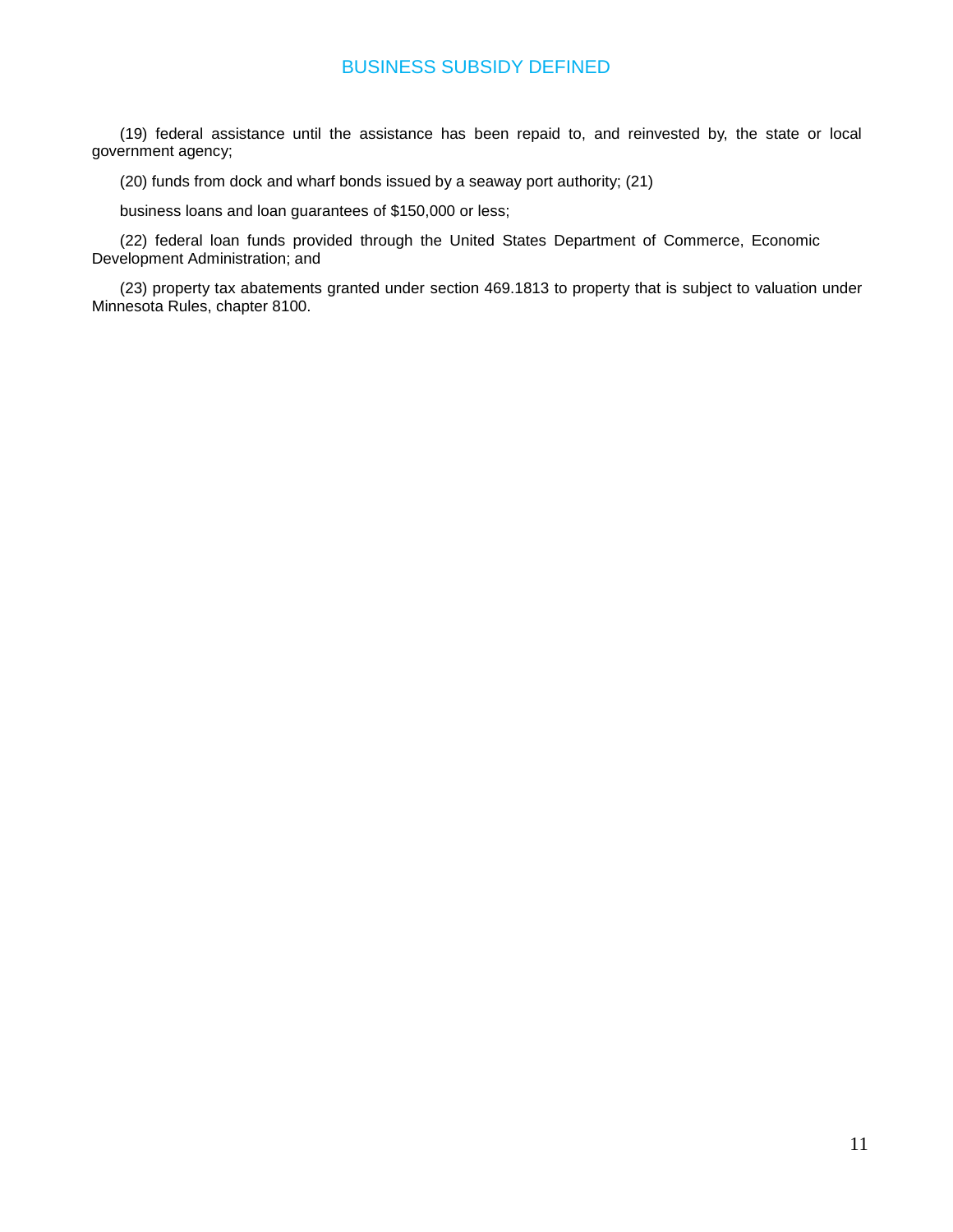(19) federal assistance until the assistance has been repaid to, and reinvested by, the state or local government agency;

(20) funds from dock and wharf bonds issued by a seaway port authority; (21)

business loans and loan guarantees of $150,000 or less;

(22) federal loan funds provided through the United States Department of Commerce, Economic Development Administration; and

(23) property tax abatements granted under section 469.1813 to property that is subject to valuation under Minnesota Rules, chapter 8100.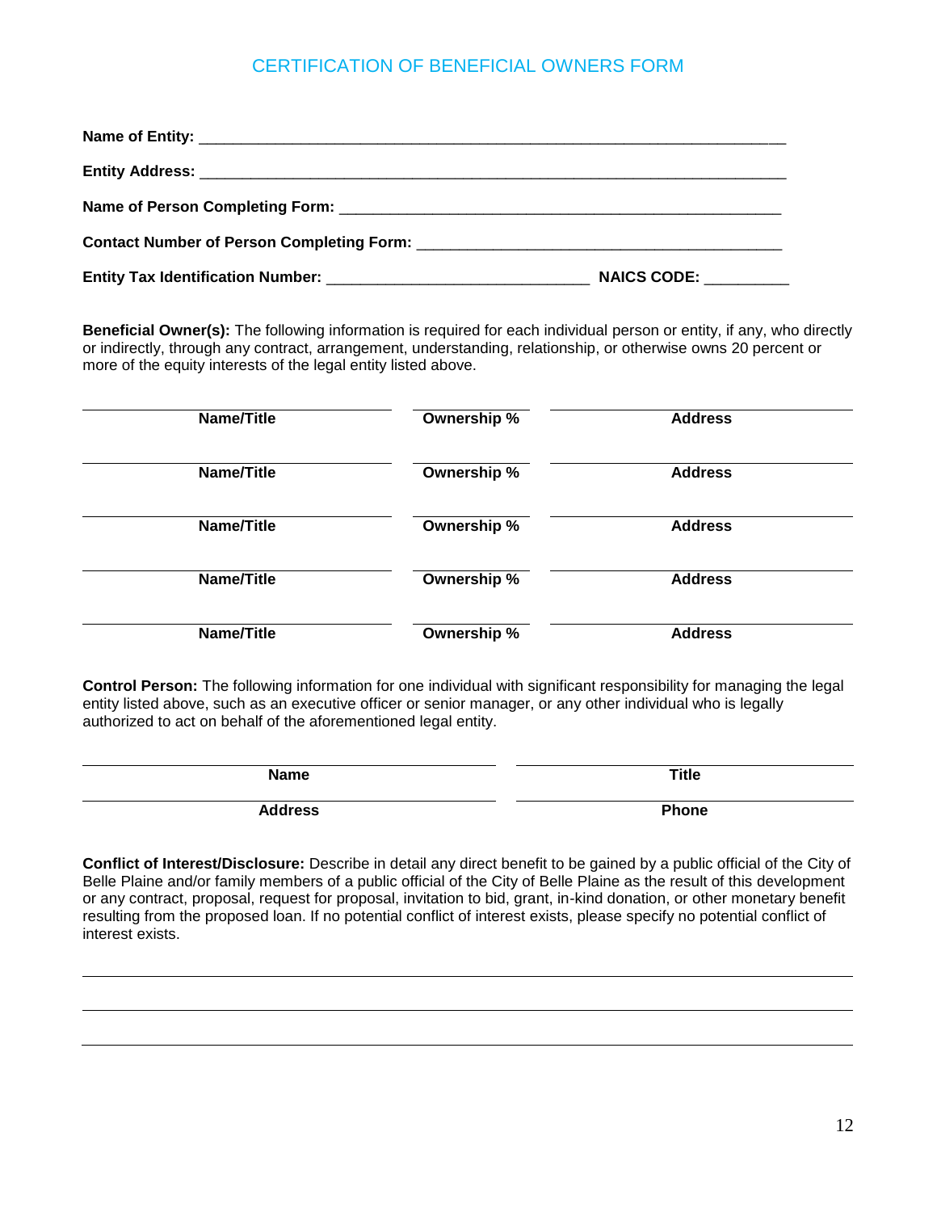# CERTIFICATION OF BENEFICIAL OWNERS FORM

**Name of Entity:** ______________________________________________________________________

**Entity Address:** ______________________________________________________________________

**Name of Person Completing Form:** _____________________________________________________

**Contact Number of Person Completing Form:** ____________________________________________

**Entity Tax Identification Number:** ______________________________ **NAICS CODE:** __________

**Beneficial Owner(s):** The following information is required for each individual person or entity, if any, who directly or indirectly, through any contract, arrangement, understanding, relationship, or otherwise owns 20 percent or more of the equity interests of the legal entity listed above.

| Name/Title | Ownership % | Address |
|---|---|---|
| | | |
| | | |
| | | |
| | | |
| | | |

**Control Person:** The following information for one individual with significant responsibility for managing the legal entity listed above, such as an executive officer or senior manager, or any other individual who is legally authorized to act on behalf of the aforementioned legal entity.

| Name | Title |
|---|---|
| | |
| **Address** | **Phone** |
| | |

**Conflict of Interest/Disclosure:** Describe in detail any direct benefit to be gained by a public official of the City of Belle Plaine and/or family members of a public official of the City of Belle Plaine as the result of this development or any contract, proposal, request for proposal, invitation to bid, grant, in-kind donation, or other monetary benefit resulting from the proposed loan. If no potential conflict of interest exists, please specify no potential conflict of interest exists.

______________________________________________________________________________________

______________________________________________________________________________________

______________________________________________________________________________________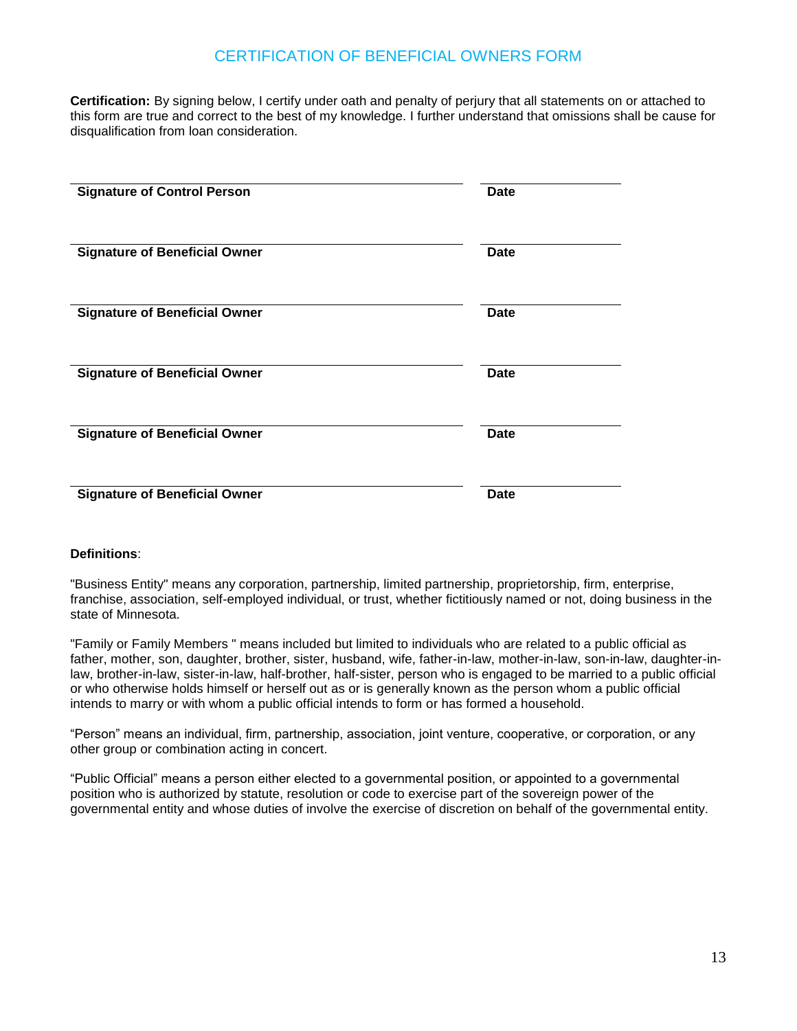# CERTIFICATION OF BENEFICIAL OWNERS FORM

**Certification:** By signing below, I certify under oath and penalty of perjury that all statements on or attached to this form are true and correct to the best of my knowledge. I further understand that omissions shall be cause for disqualification from loan consideration.

| **Signature of Control Person** | **Date** |
|---|---|
| **Signature of Beneficial Owner** | **Date** |
| **Signature of Beneficial Owner** | **Date** |
| **Signature of Beneficial Owner** | **Date** |
| **Signature of Beneficial Owner** | **Date** |
| **Signature of Beneficial Owner** | **Date** |

**Definitions**:

"Business Entity" means any corporation, partnership, limited partnership, proprietorship, firm, enterprise, franchise, association, self-employed individual, or trust, whether fictitiously named or not, doing business in the state of Minnesota.

"Family or Family Members " means included but limited to individuals who are related to a public official as father, mother, son, daughter, brother, sister, husband, wife, father-in-law, mother-in-law, son-in-law, daughter-in-law, brother-in-law, sister-in-law, half-brother, half-sister, person who is engaged to be married to a public official or who otherwise holds himself or herself out as or is generally known as the person whom a public official intends to marry or with whom a public official intends to form or has formed a household.

"Person" means an individual, firm, partnership, association, joint venture, cooperative, or corporation, or any other group or combination acting in concert.

"Public Official" means a person either elected to a governmental position, or appointed to a governmental position who is authorized by statute, resolution or code to exercise part of the sovereign power of the governmental entity and whose duties of involve the exercise of discretion on behalf of the governmental entity.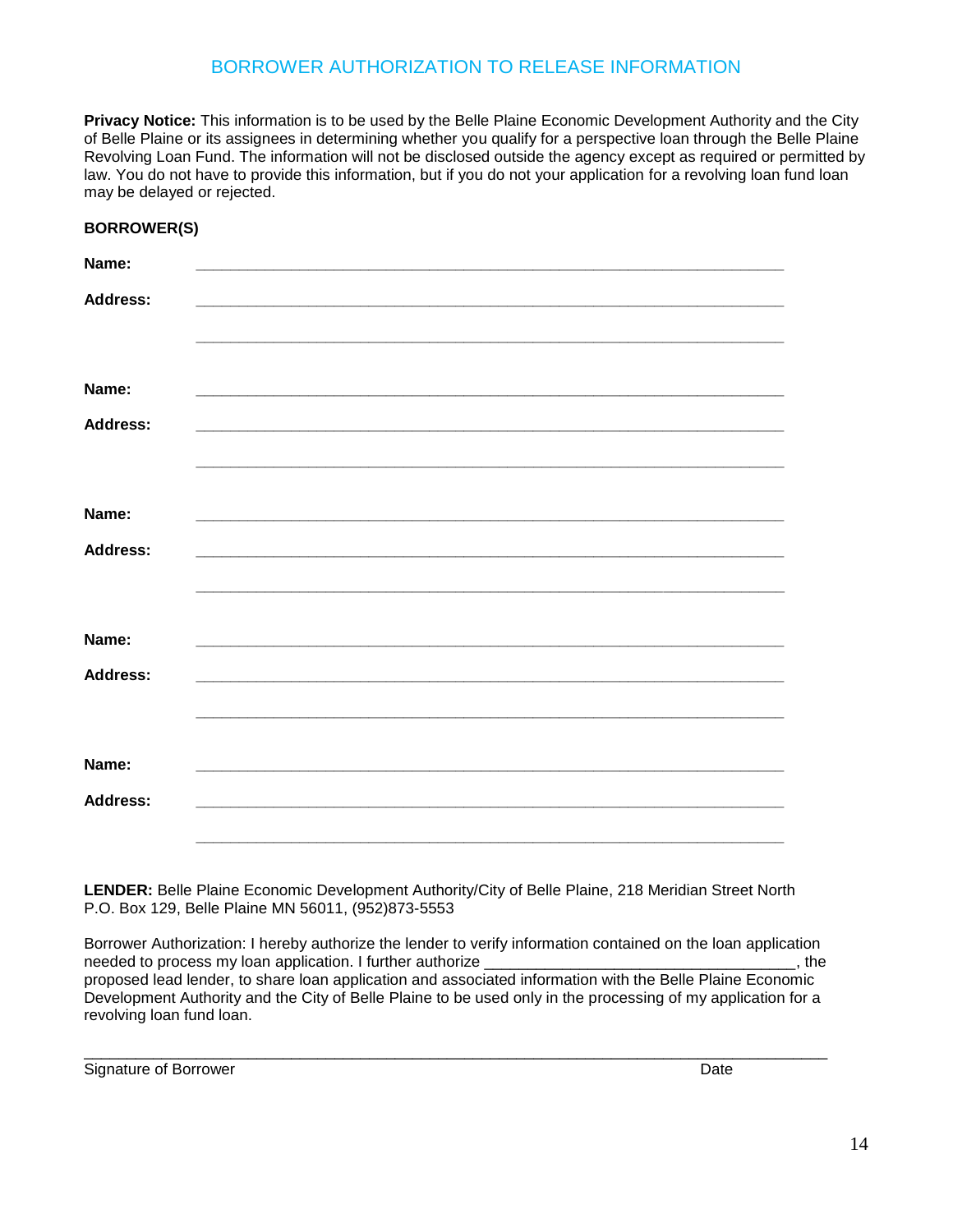# BORROWER AUTHORIZATION TO RELEASE INFORMATION

**Privacy Notice:** This information is to be used by the Belle Plaine Economic Development Authority and the City of Belle Plaine or its assignees in determining whether you qualify for a perspective loan through the Belle Plaine Revolving Loan Fund. The information will not be disclosed outside the agency except as required or permitted by law. You do not have to provide this information, but if you do not your application for a revolving loan fund loan may be delayed or rejected.

**BORROWER(S)**

**Name:** ______________________________________________________________

**Address:** ______________________________________________________________

______________________________________________________________

**Name:** ______________________________________________________________

**Address:** ______________________________________________________________

______________________________________________________________

**Name:** ______________________________________________________________

**Address:** ______________________________________________________________

______________________________________________________________

**Name:** ______________________________________________________________

**Address:** ______________________________________________________________

______________________________________________________________

**Name:** ______________________________________________________________

**Address:** ______________________________________________________________

______________________________________________________________

**LENDER:** Belle Plaine Economic Development Authority/City of Belle Plaine, 218 Meridian Street North P.O. Box 129, Belle Plaine MN 56011, (952)873-5553

Borrower Authorization: I hereby authorize the lender to verify information contained on the loan application needed to process my loan application. I further authorize ___________________________________, the proposed lead lender, to share loan application and associated information with the Belle Plaine Economic Development Authority and the City of Belle Plaine to be used only in the processing of my application for a revolving loan fund loan.

______________________________________________________________________________

Signature of Borrower                                                                                                    Date